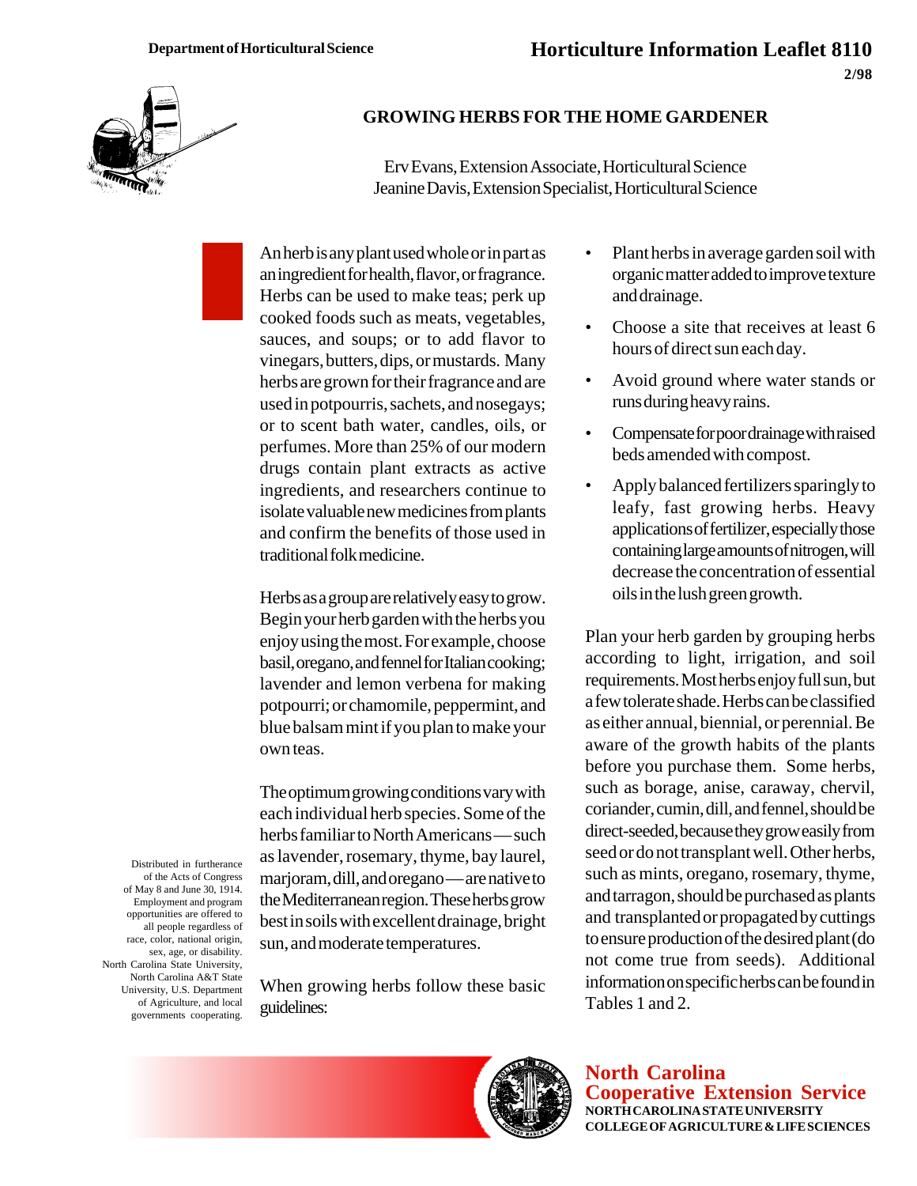Department of Horticultural Science

# Horticulture Information Leaflet 8110

2/98

## GROWING HERBS FOR THE HOME GARDENER

Erv Evans, Extension Associate, Horticultural Science
Jeanine Davis, Extension Specialist, Horticultural Science

An herb is any plant used whole or in part as an ingredient for health, flavor, or fragrance. Herbs can be used to make teas; perk up cooked foods such as meats, vegetables, sauces, and soups; or to add flavor to vinegars, butters, dips, or mustards. Many herbs are grown for their fragrance and are used in potpourris, sachets, and nosegays; or to scent bath water, candles, oils, or perfumes. More than 25% of our modern drugs contain plant extracts as active ingredients, and researchers continue to isolate valuable new medicines from plants and confirm the benefits of those used in traditional folk medicine.

Herbs as a group are relatively easy to grow. Begin your herb garden with the herbs you enjoy using the most. For example, choose basil, oregano, and fennel for Italian cooking; lavender and lemon verbena for making potpourri; or chamomile, peppermint, and blue balsam mint if you plan to make your own teas.

The optimum growing conditions vary with each individual herb species. Some of the herbs familiar to North Americans — such as lavender, rosemary, thyme, bay laurel, marjoram, dill, and oregano — are native to the Mediterranean region. These herbs grow best in soils with excellent drainage, bright sun, and moderate temperatures.

When growing herbs follow these basic guidelines:

- Plant herbs in average garden soil with organic matter added to improve texture and drainage.
- Choose a site that receives at least 6 hours of direct sun each day.
- Avoid ground where water stands or runs during heavy rains.
- Compensate for poor drainage with raised beds amended with compost.
- Apply balanced fertilizers sparingly to leafy, fast growing herbs. Heavy applications of fertilizer, especially those containing large amounts of nitrogen, will decrease the concentration of essential oils in the lush green growth.

Plan your herb garden by grouping herbs according to light, irrigation, and soil requirements. Most herbs enjoy full sun, but a few tolerate shade. Herbs can be classified as either annual, biennial, or perennial. Be aware of the growth habits of the plants before you purchase them. Some herbs, such as borage, anise, caraway, chervil, coriander, cumin, dill, and fennel, should be direct-seeded, because they grow easily from seed or do not transplant well. Other herbs, such as mints, oregano, rosemary, thyme, and tarragon, should be purchased as plants and transplanted or propagated by cuttings to ensure production of the desired plant (do not come true from seeds). Additional information on specific herbs can be found in Tables 1 and 2.

Distributed in furtherance of the Acts of Congress of May 8 and June 30, 1914. Employment and program opportunities are offered to all people regardless of race, color, national origin, sex, age, or disability. North Carolina State University, North Carolina A&T State University, U.S. Department of Agriculture, and local governments cooperating.

**North Carolina Cooperative Extension Service**
NORTH CAROLINA STATE UNIVERSITY
COLLEGE OF AGRICULTURE & LIFE SCIENCES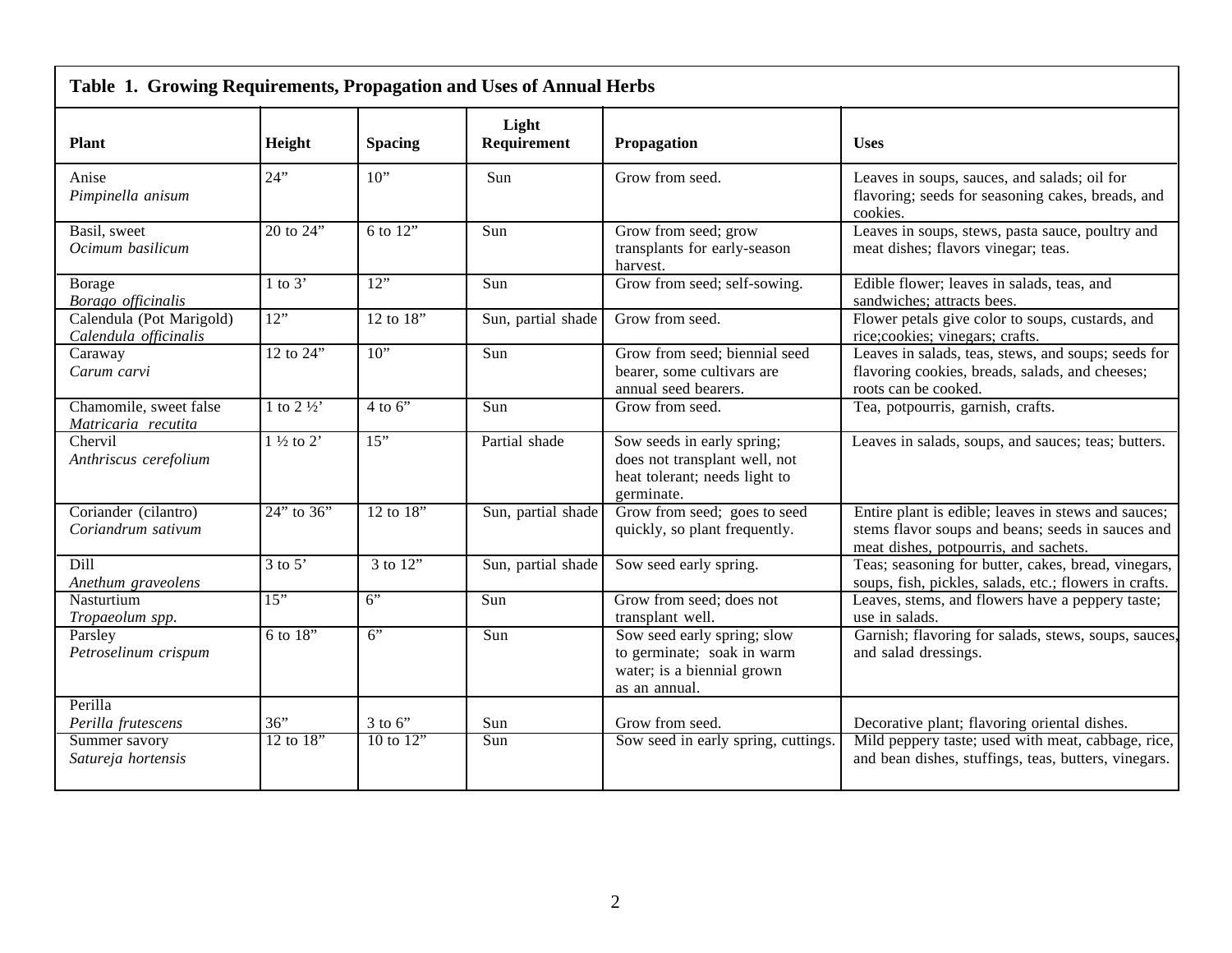**Table 1. Growing Requirements, Propagation and Uses of Annual Herbs**

| Plant | Height | Spacing | Light Requirement | Propagation | Uses |
|---|---|---|---|---|---|
| Anise *Pimpinella anisum* | 24" | 10" | Sun | Grow from seed. | Leaves in soups, sauces, and salads; oil for flavoring; seeds for seasoning cakes, breads, and cookies. |
| Basil, sweet *Ocimum basilicum* | 20 to 24" | 6 to 12" | Sun | Grow from seed; grow transplants for early-season harvest. | Leaves in soups, stews, pasta sauce, poultry and meat dishes; flavors vinegar; teas. |
| Borage *Borago officinalis* | 1 to 3' | 12" | Sun | Grow from seed; self-sowing. | Edible flower; leaves in salads, teas, and sandwiches; attracts bees. |
| Calendula (Pot Marigold) *Calendula officinalis* | 12" | 12 to 18" | Sun, partial shade | Grow from seed. | Flower petals give color to soups, custards, and rice;cookies; vinegars; crafts. |
| Caraway *Carum carvi* | 12 to 24" | 10" | Sun | Grow from seed; biennial seed bearer, some cultivars are annual seed bearers. | Leaves in salads, teas, stews, and soups; seeds for flavoring cookies, breads, salads, and cheeses; roots can be cooked. |
| Chamomile, sweet false *Matricaria recutita* | 1 to 2 ½' | 4 to 6" | Sun | Grow from seed. | Tea, potpourris, garnish, crafts. |
| Chervil *Anthriscus cerefolium* | 1 ½ to 2' | 15" | Partial shade | Sow seeds in early spring; does not transplant well, not heat tolerant; needs light to germinate. | Leaves in salads, soups, and sauces; teas; butters. |
| Coriander (cilantro) *Coriandrum sativum* | 24" to 36" | 12 to 18" | Sun, partial shade | Grow from seed; goes to seed quickly, so plant frequently. | Entire plant is edible; leaves in stews and sauces; stems flavor soups and beans; seeds in sauces and meat dishes, potpourris, and sachets. |
| Dill *Anethum graveolens* | 3 to 5' | 3 to 12" | Sun, partial shade | Sow seed early spring. | Teas; seasoning for butter, cakes, bread, vinegars, soups, fish, pickles, salads, etc.; flowers in crafts. |
| Nasturtium *Tropaeolum spp.* | 15" | 6" | Sun | Grow from seed; does not transplant well. | Leaves, stems, and flowers have a peppery taste; use in salads. |
| Parsley *Petroselinum crispum* | 6 to 18" | 6" | Sun | Sow seed early spring; slow to germinate; soak in warm water; is a biennial grown as an annual. | Garnish; flavoring for salads, stews, soups, sauces, and salad dressings. |
| Perilla *Perilla frutescens* | 36" | 3 to 6" | Sun | Grow from seed. | Decorative plant; flavoring oriental dishes. |
| Summer savory *Satureja hortensis* | 12 to 18" | 10 to 12" | Sun | Sow seed in early spring, cuttings. | Mild peppery taste; used with meat, cabbage, rice, and bean dishes, stuffings, teas, butters, vinegars. |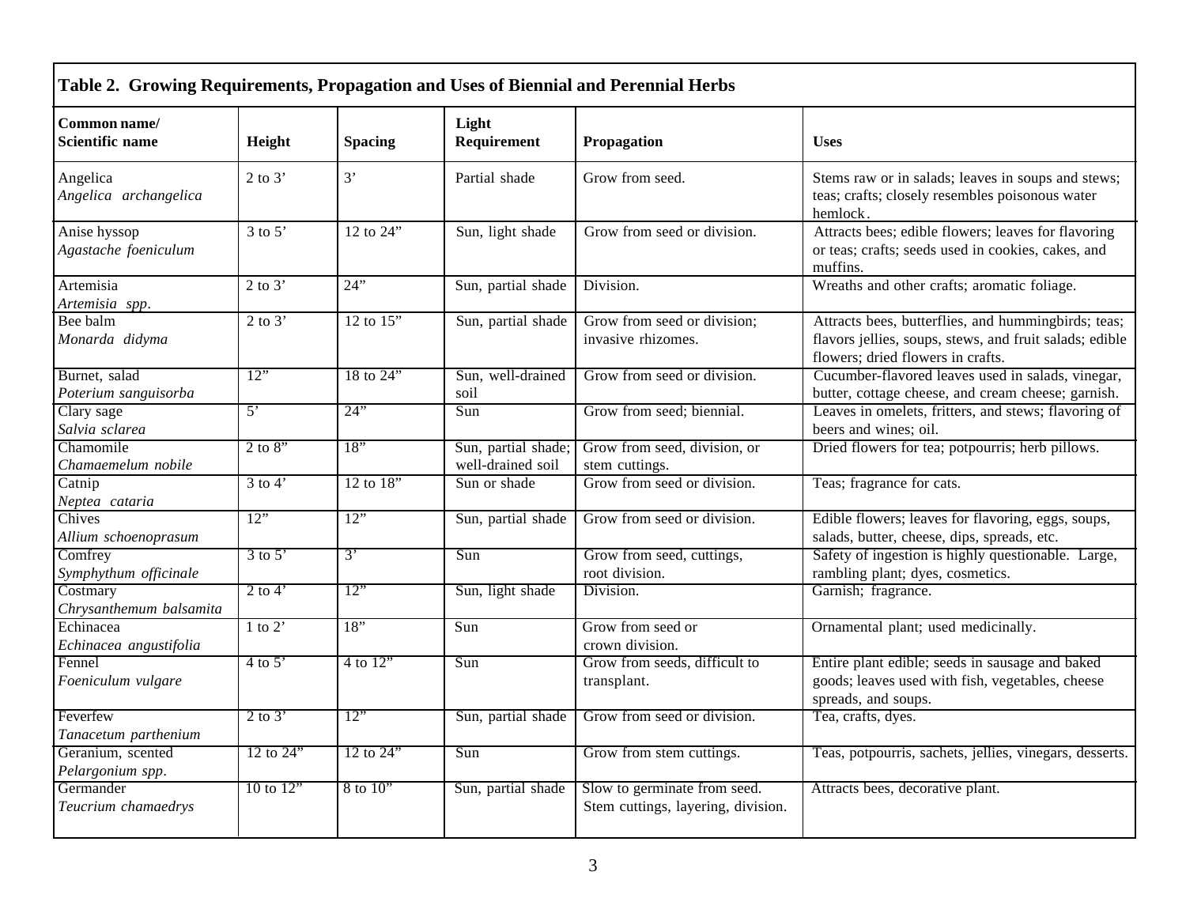**Table 2. Growing Requirements, Propagation and Uses of Biennial and Perennial Herbs**

| Common name/ Scientific name | Height | Spacing | Light Requirement | Propagation | Uses |
|---|---|---|---|---|---|
| Angelica *Angelica archangelica* | 2 to 3’ | 3’ | Partial shade | Grow from seed. | Stems raw or in salads; leaves in soups and stews; teas; crafts; closely resembles poisonous water hemlock. |
| Anise hyssop *Agastache foeniculum* | 3 to 5’ | 12 to 24” | Sun, light shade | Grow from seed or division. | Attracts bees; edible flowers; leaves for flavoring or teas; crafts; seeds used in cookies, cakes, and muffins. |
| Artemisia *Artemisia spp.* | 2 to 3’ | 24” | Sun, partial shade | Division. | Wreaths and other crafts; aromatic foliage. |
| Bee balm *Monarda didyma* | 2 to 3’ | 12 to 15” | Sun, partial shade | Grow from seed or division; invasive rhizomes. | Attracts bees, butterflies, and hummingbirds; teas; flavors jellies, soups, stews, and fruit salads; edible flowers; dried flowers in crafts. |
| Burnet, salad *Poterium sanguisorba* | 12” | 18 to 24” | Sun, well-drained soil | Grow from seed or division. | Cucumber-flavored leaves used in salads, vinegar, butter, cottage cheese, and cream cheese; garnish. |
| Clary sage *Salvia sclarea* | 5’ | 24” | Sun | Grow from seed; biennial. | Leaves in omelets, fritters, and stews; flavoring of beers and wines; oil. |
| Chamomile *Chamaemelum nobile* | 2 to 8” | 18” | Sun, partial shade; well-drained soil | Grow from seed, division, or stem cuttings. | Dried flowers for tea; potpourris; herb pillows. |
| Catnip *Neptea cataria* | 3 to 4’ | 12 to 18” | Sun or shade | Grow from seed or division. | Teas; fragrance for cats. |
| Chives *Allium schoenoprasum* | 12” | 12” | Sun, partial shade | Grow from seed or division. | Edible flowers; leaves for flavoring, eggs, soups, salads, butter, cheese, dips, spreads, etc. |
| Comfrey *Symphythum officinale* | 3 to 5’ | 3’ | Sun | Grow from seed, cuttings, root division. | Safety of ingestion is highly questionable. Large, rambling plant; dyes, cosmetics. |
| Costmary *Chrysanthemum balsamita* | 2 to 4’ | 12” | Sun, light shade | Division. | Garnish; fragrance. |
| Echinacea *Echinacea angustifolia* | 1 to 2’ | 18” | Sun | Grow from seed or crown division. | Ornamental plant; used medicinally. |
| Fennel *Foeniculum vulgare* | 4 to 5’ | 4 to 12” | Sun | Grow from seeds, difficult to transplant. | Entire plant edible; seeds in sausage and baked goods; leaves used with fish, vegetables, cheese spreads, and soups. |
| Feverfew *Tanacetum parthenium* | 2 to 3’ | 12” | Sun, partial shade | Grow from seed or division. | Tea, crafts, dyes. |
| Geranium, scented *Pelargonium spp.* | 12 to 24” | 12 to 24” | Sun | Grow from stem cuttings. | Teas, potpourris, sachets, jellies, vinegars, desserts. |
| Germander *Teucrium chamaedrys* | 10 to 12” | 8 to 10” | Sun, partial shade | Slow to germinate from seed. Stem cuttings, layering, division. | Attracts bees, decorative plant. |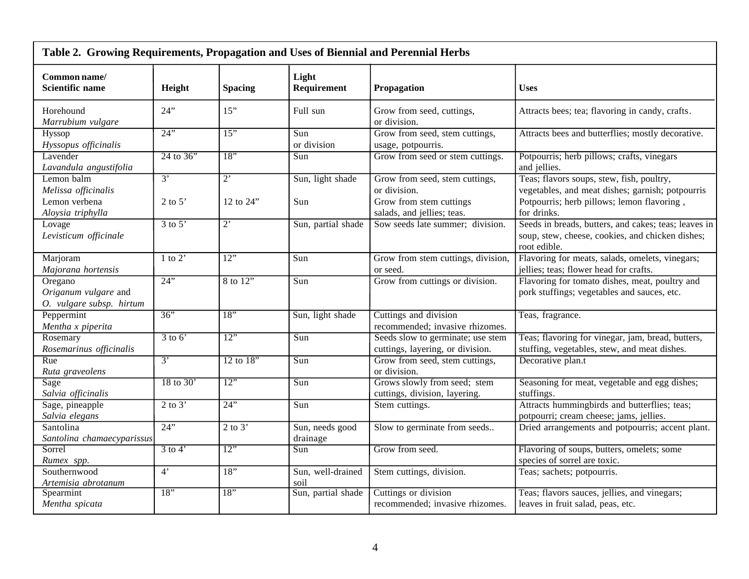**Table 2. Growing Requirements, Propagation and Uses of Biennial and Perennial Herbs**

| Common name/ Scientific name | Height | Spacing | Light Requirement | Propagation | Uses |
|---|---|---|---|---|---|
| Horehound *Marrubium vulgare* | 24" | 15" | Full sun | Grow from seed, cuttings, or division. | Attracts bees; tea; flavoring in candy, crafts. |
| Hyssop *Hyssopus officinalis* | 24" | 15" | Sun or division | Grow from seed, stem cuttings, usage, potpourris. | Attracts bees and butterflies; mostly decorative. |
| Lavender *Lavandula angustifolia* | 24 to 36" | 18" | Sun | Grow from seed or stem cuttings. | Potpourris; herb pillows; crafts, vinegars and jellies. |
| Lemon balm *Melissa officinalis* | 3' | 2' | Sun, light shade | Grow from seed, stem cuttings, or division. | Teas; flavors soups, stew, fish, poultry, vegetables, and meat dishes; garnish; potpourris |
| Lemon verbena *Aloysia triphylla* | 2 to 5' | 12 to 24" | Sun | Grow from stem cuttings salads, and jellies; teas. | Potpourris; herb pillows; lemon flavoring , for drinks. |
| Lovage *Levisticum officinale* | 3 to 5' | 2' | Sun, partial shade | Sow seeds late summer; division. | Seeds in breads, butters, and cakes; teas; leaves in soup, stew, cheese, cookies, and chicken dishes; root edible. |
| Marjoram *Majorana hortensis* | 1 to 2' | 12" | Sun | Grow from stem cuttings, division, or seed. | Flavoring for meats, salads, omelets, vinegars; jellies; teas; flower head for crafts. |
| Oregano *Origanum vulgare* and *O. vulgare subsp. hirtum* | 24" | 8 to 12" | Sun | Grow from cuttings or division. | Flavoring for tomato dishes, meat, poultry and pork stuffings; vegetables and sauces, etc. |
| Peppermint *Mentha x piperita* | 36" | 18" | Sun, light shade | Cuttings and division recommended; invasive rhizomes. | Teas, fragrance. |
| Rosemary *Rosemarinus officinalis* | 3 to 6' | 12" | Sun | Seeds slow to germinate; use stem cuttings, layering, or division. | Teas; flavoring for vinegar, jam, bread, butters, stuffing, vegetables, stew, and meat dishes. |
| Rue *Ruta graveolens* | 3' | 12 to 18" | Sun | Grow from seed, stem cuttings, or division. | Decorative plan.t |
| Sage *Salvia officinalis* | 18 to 30' | 12" | Sun | Grows slowly from seed; stem cuttings, division, layering. | Seasoning for meat, vegetable and egg dishes; stuffings. |
| Sage, pineapple *Salvia elegans* | 2 to 3' | 24" | Sun | Stem cuttings. | Attracts hummingbirds and butterflies; teas; potpourri; cream cheese; jams, jellies. |
| Santolina *Santolina chamaecyparissus* | 24" | 2 to 3' | Sun, needs good drainage | Slow to germinate from seeds.. | Dried arrangements and potpourris; accent plant. |
| Sorrel *Rumex spp.* | 3 to 4' | 12" | Sun | Grow from seed. | Flavoring of soups, butters, omelets; some species of sorrel are toxic. |
| Southernwood *Artemisia abrotanum* | 4' | 18" | Sun, well-drained soil | Stem cuttings, division. | Teas; sachets; potpourris. |
| Spearmint *Mentha spicata* | 18" | 18" | Sun, partial shade | Cuttings or division recommended; invasive rhizomes. | Teas; flavors sauces, jellies, and vinegars; leaves in fruit salad, peas, etc. |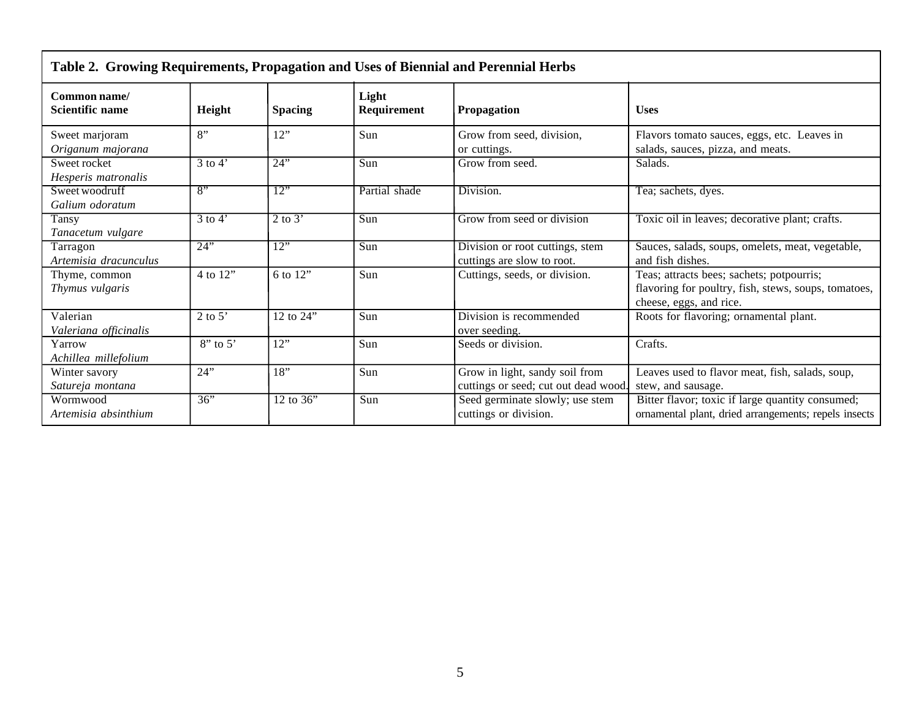**Table 2. Growing Requirements, Propagation and Uses of Biennial and Perennial Herbs**

| Common name/ Scientific name | Height | Spacing | Light Requirement | Propagation | Uses |
|---|---|---|---|---|---|
| Sweet marjoram *Origanum majorana* | 8” | 12” | Sun | Grow from seed, division, or cuttings. | Flavors tomato sauces, eggs, etc. Leaves in salads, sauces, pizza, and meats. |
| Sweet rocket *Hesperis matronalis* | 3 to 4’ | 24” | Sun | Grow from seed. | Salads. |
| Sweet woodruff *Galium odoratum* | 8” | 12” | Partial shade | Division. | Tea; sachets, dyes. |
| Tansy *Tanacetum vulgare* | 3 to 4’ | 2 to 3’ | Sun | Grow from seed or division | Toxic oil in leaves; decorative plant; crafts. |
| Tarragon *Artemisia dracunculus* | 24” | 12” | Sun | Division or root cuttings, stem cuttings are slow to root. | Sauces, salads, soups, omelets, meat, vegetable, and fish dishes. |
| Thyme, common *Thymus vulgaris* | 4 to 12” | 6 to 12” | Sun | Cuttings, seeds, or division. | Teas; attracts bees; sachets; potpourris; flavoring for poultry, fish, stews, soups, tomatoes, cheese, eggs, and rice. |
| Valerian *Valeriana officinalis* | 2 to 5’ | 12 to 24” | Sun | Division is recommended over seeding. | Roots for flavoring; ornamental plant. |
| Yarrow *Achillea millefolium* | 8” to 5’ | 12” | Sun | Seeds or division. | Crafts. |
| Winter savory *Satureja montana* | 24” | 18” | Sun | Grow in light, sandy soil from cuttings or seed; cut out dead wood. | Leaves used to flavor meat, fish, salads, soup, stew, and sausage. |
| Wormwood *Artemisia absinthium* | 36” | 12 to 36” | Sun | Seed germinate slowly; use stem cuttings or division. | Bitter flavor; toxic if large quantity consumed; ornamental plant, dried arrangements; repels insects |